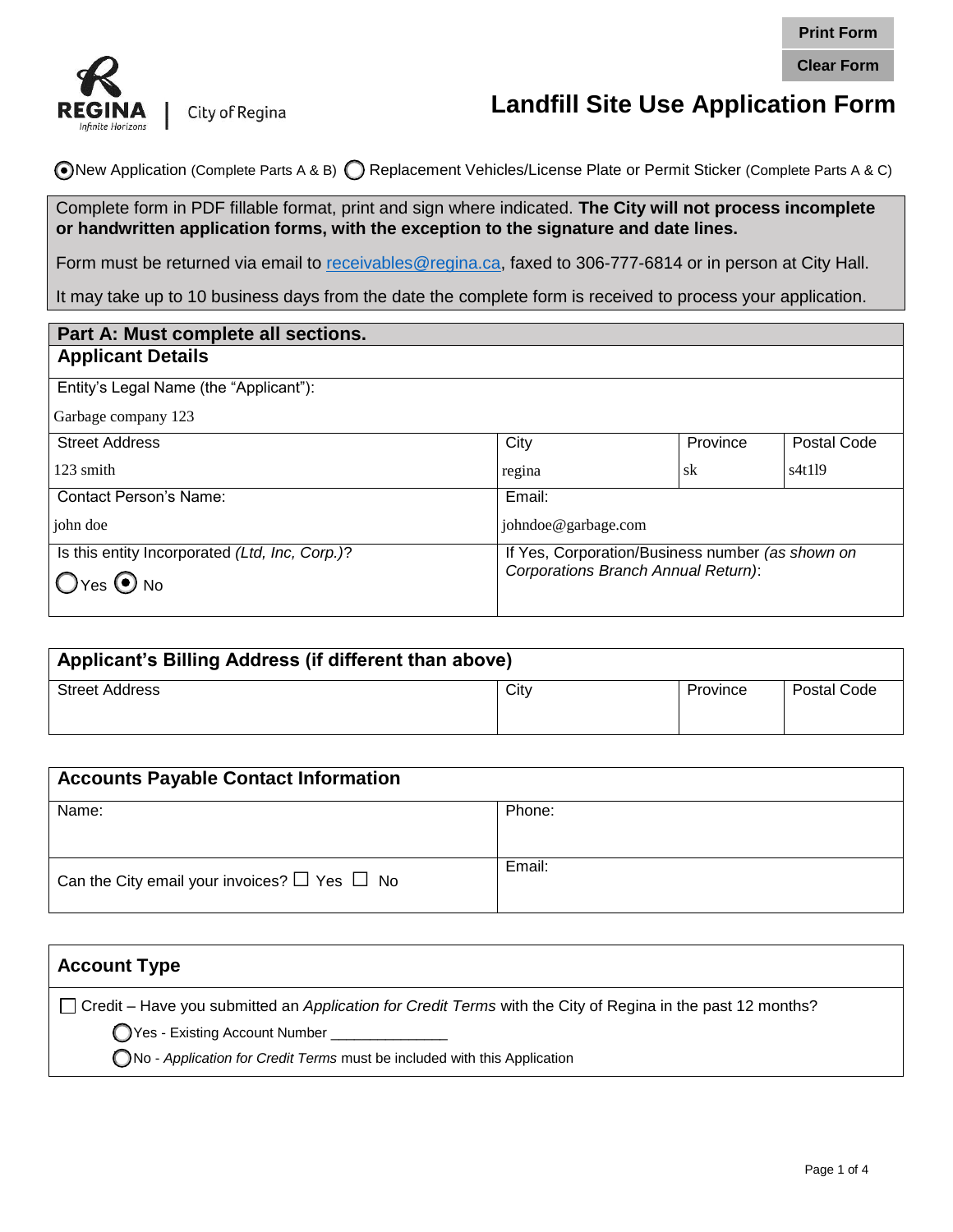Print Form

Clear Form

City of Regina

# Landfill Site Use Application Form

(•) New Application (Complete Parts A & B) ( ) Replacement Vehicles/License Plate or Permit Sticker (Complete Parts A & C)

Complete form in PDF fillable format, print and sign where indicated. **The City will not process incomplete or handwritten application forms, with the exception to the signature and date lines.**

Form must be returned via email to receivables@regina.ca, faxed to 306-777-6814 or in person at City Hall.

It may take up to 10 business days from the date the complete form is received to process your application.

## Part A: Must complete all sections.

### Applicant Details

| Entity's Legal Name (the "Applicant"): | | | |
|---|---|---|---|
| Garbage company 123 | | | |
| Street Address | City | Province | Postal Code |
| 123 smith | regina | sk | s4t1l9 |
| Contact Person's Name: | Email: | | |
| john doe | johndoe@garbage.com | | |
| Is this entity Incorporated *(Ltd, Inc, Corp.)*? ( ) Yes (•) No | If Yes, Corporation/Business number *(as shown on Corporations Branch Annual Return)*: | | |

### Applicant's Billing Address (if different than above)

| Street Address | City | Province | Postal Code |
|---|---|---|---|
| | | | |

### Accounts Payable Contact Information

| Name: | Phone: |
|---|---|
| Can the City email your invoices? ☐ Yes ☐ No | Email: |

### Account Type

☐ Credit – Have you submitted an *Application for Credit Terms* with the City of Regina in the past 12 months?

- ( ) Yes - Existing Account Number _______________
- ( ) No - *Application for Credit Terms* must be included with this Application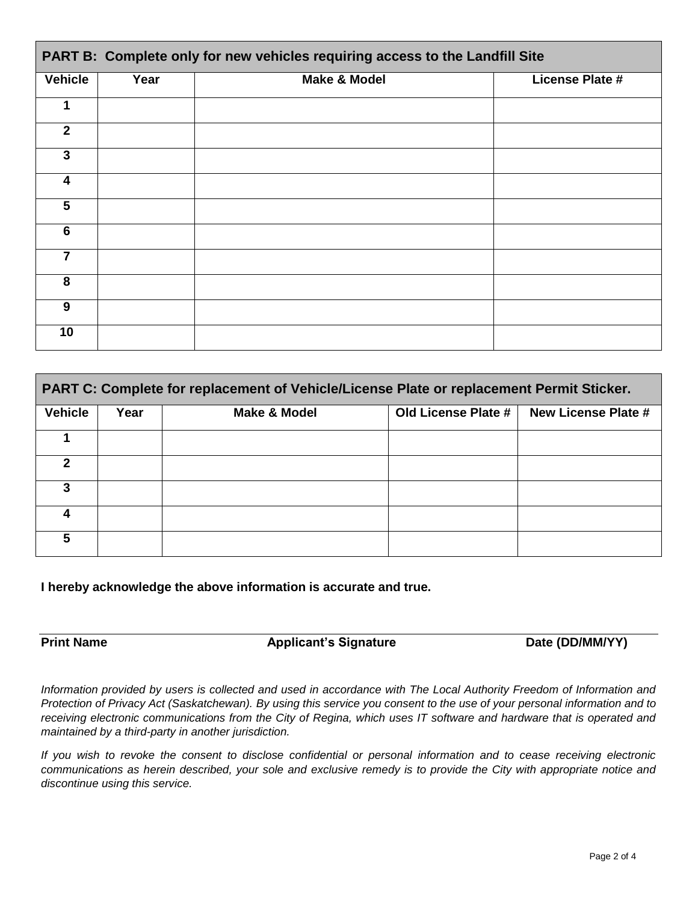| PART B: Complete only for new vehicles requiring access to the Landfill Site | | | |
|---|---|---|---|
| **Vehicle** | **Year** | **Make & Model** | **License Plate #** |
| 1 | | | |
| 2 | | | |
| 3 | | | |
| 4 | | | |
| 5 | | | |
| 6 | | | |
| 7 | | | |
| 8 | | | |
| 9 | | | |
| 10 | | | |

| PART C: Complete for replacement of Vehicle/License Plate or replacement Permit Sticker. | | | | |
|---|---|---|---|---|
| **Vehicle** | **Year** | **Make & Model** | **Old License Plate #** | **New License Plate #** |
| 1 | | | | |
| 2 | | | | |
| 3 | | | | |
| 4 | | | | |
| 5 | | | | |

**I hereby acknowledge the above information is accurate and true.**

**Print Name** **Applicant's Signature** **Date (DD/MM/YY)**

*Information provided by users is collected and used in accordance with The Local Authority Freedom of Information and Protection of Privacy Act (Saskatchewan). By using this service you consent to the use of your personal information and to receiving electronic communications from the City of Regina, which uses IT software and hardware that is operated and maintained by a third-party in another jurisdiction.*

*If you wish to revoke the consent to disclose confidential or personal information and to cease receiving electronic communications as herein described, your sole and exclusive remedy is to provide the City with appropriate notice and discontinue using this service.*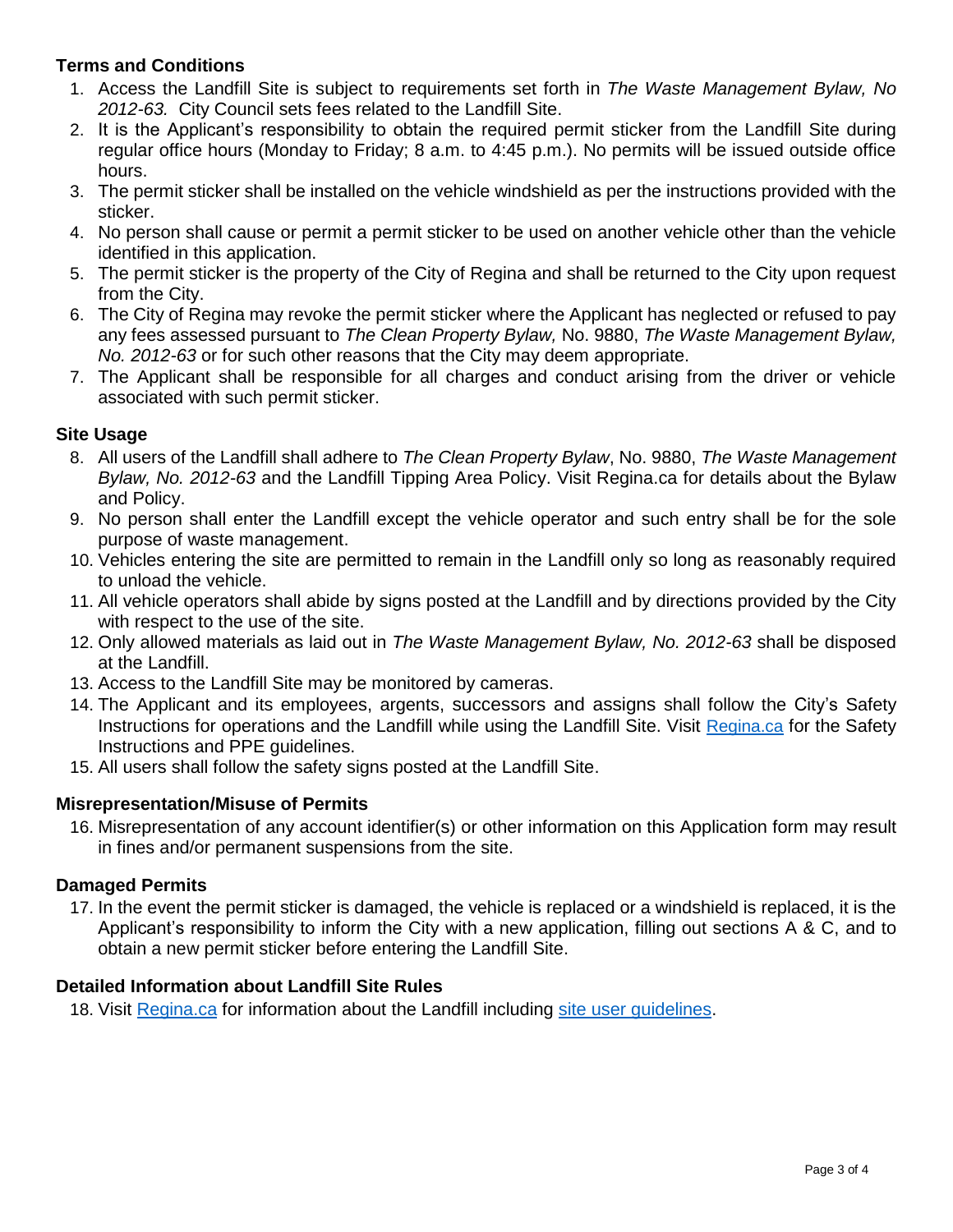**Terms and Conditions**

1. Access the Landfill Site is subject to requirements set forth in *The Waste Management Bylaw, No 2012-63.* City Council sets fees related to the Landfill Site.
2. It is the Applicant's responsibility to obtain the required permit sticker from the Landfill Site during regular office hours (Monday to Friday; 8 a.m. to 4:45 p.m.). No permits will be issued outside office hours.
3. The permit sticker shall be installed on the vehicle windshield as per the instructions provided with the sticker.
4. No person shall cause or permit a permit sticker to be used on another vehicle other than the vehicle identified in this application.
5. The permit sticker is the property of the City of Regina and shall be returned to the City upon request from the City.
6. The City of Regina may revoke the permit sticker where the Applicant has neglected or refused to pay any fees assessed pursuant to *The Clean Property Bylaw,* No. 9880, *The Waste Management Bylaw, No. 2012-63* or for such other reasons that the City may deem appropriate.
7. The Applicant shall be responsible for all charges and conduct arising from the driver or vehicle associated with such permit sticker.

**Site Usage**

8. All users of the Landfill shall adhere to *The Clean Property Bylaw*, No. 9880, *The Waste Management Bylaw, No. 2012-63* and the Landfill Tipping Area Policy. Visit Regina.ca for details about the Bylaw and Policy.
9. No person shall enter the Landfill except the vehicle operator and such entry shall be for the sole purpose of waste management.
10. Vehicles entering the site are permitted to remain in the Landfill only so long as reasonably required to unload the vehicle.
11. All vehicle operators shall abide by signs posted at the Landfill and by directions provided by the City with respect to the use of the site.
12. Only allowed materials as laid out in *The Waste Management Bylaw, No. 2012-63* shall be disposed at the Landfill.
13. Access to the Landfill Site may be monitored by cameras.
14. The Applicant and its employees, argents, successors and assigns shall follow the City's Safety Instructions for operations and the Landfill while using the Landfill Site. Visit Regina.ca for the Safety Instructions and PPE guidelines.
15. All users shall follow the safety signs posted at the Landfill Site.

**Misrepresentation/Misuse of Permits**

16. Misrepresentation of any account identifier(s) or other information on this Application form may result in fines and/or permanent suspensions from the site.

**Damaged Permits**

17. In the event the permit sticker is damaged, the vehicle is replaced or a windshield is replaced, it is the Applicant's responsibility to inform the City with a new application, filling out sections A & C, and to obtain a new permit sticker before entering the Landfill Site.

**Detailed Information about Landfill Site Rules**

18. Visit Regina.ca for information about the Landfill including site user guidelines.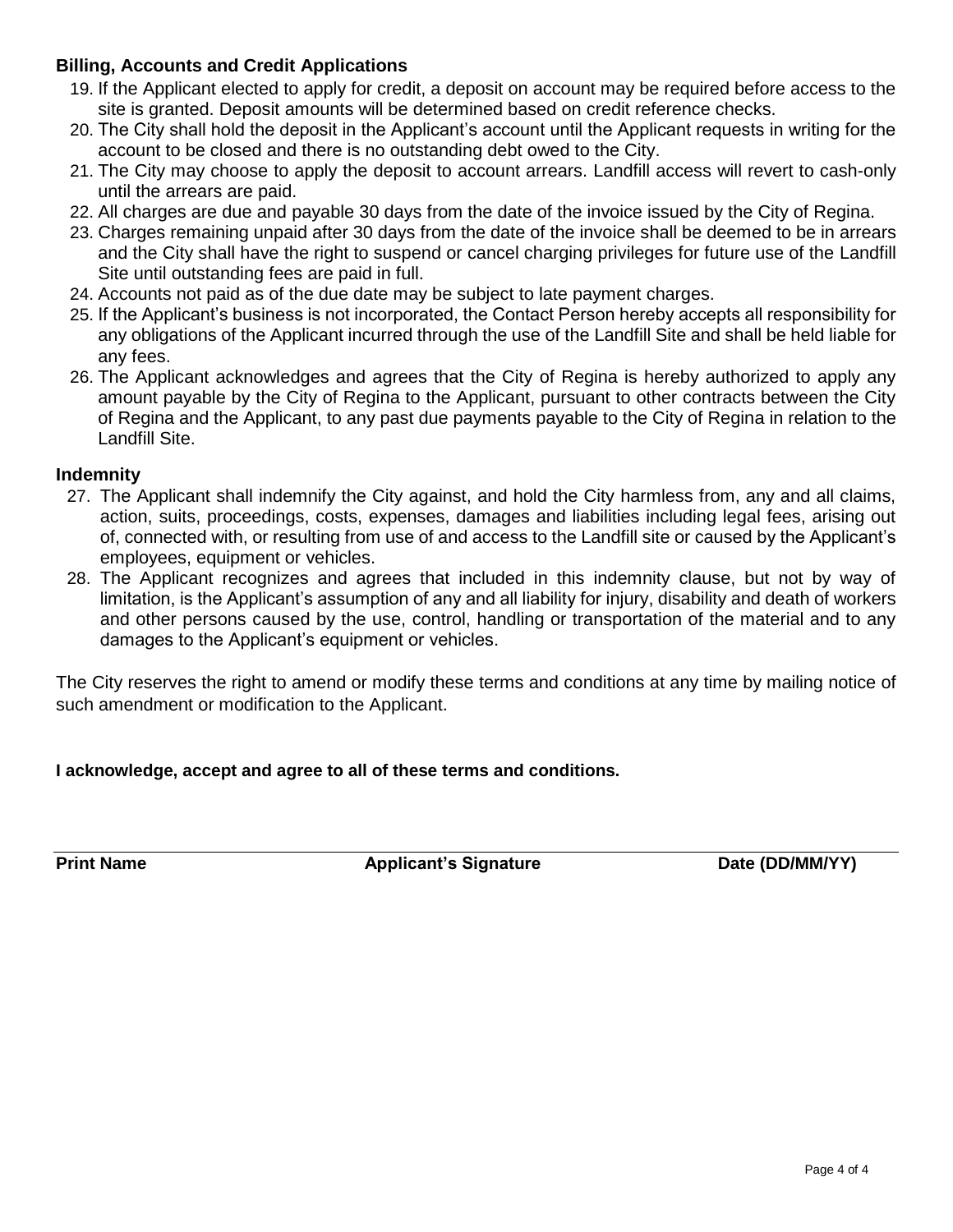### Billing, Accounts and Credit Applications

19. If the Applicant elected to apply for credit, a deposit on account may be required before access to the site is granted. Deposit amounts will be determined based on credit reference checks.
20. The City shall hold the deposit in the Applicant's account until the Applicant requests in writing for the account to be closed and there is no outstanding debt owed to the City.
21. The City may choose to apply the deposit to account arrears. Landfill access will revert to cash-only until the arrears are paid.
22. All charges are due and payable 30 days from the date of the invoice issued by the City of Regina.
23. Charges remaining unpaid after 30 days from the date of the invoice shall be deemed to be in arrears and the City shall have the right to suspend or cancel charging privileges for future use of the Landfill Site until outstanding fees are paid in full.
24. Accounts not paid as of the due date may be subject to late payment charges.
25. If the Applicant's business is not incorporated, the Contact Person hereby accepts all responsibility for any obligations of the Applicant incurred through the use of the Landfill Site and shall be held liable for any fees.
26. The Applicant acknowledges and agrees that the City of Regina is hereby authorized to apply any amount payable by the City of Regina to the Applicant, pursuant to other contracts between the City of Regina and the Applicant, to any past due payments payable to the City of Regina in relation to the Landfill Site.

### Indemnity

27. The Applicant shall indemnify the City against, and hold the City harmless from, any and all claims, action, suits, proceedings, costs, expenses, damages and liabilities including legal fees, arising out of, connected with, or resulting from use of and access to the Landfill site or caused by the Applicant's employees, equipment or vehicles.
28. The Applicant recognizes and agrees that included in this indemnity clause, but not by way of limitation, is the Applicant's assumption of any and all liability for injury, disability and death of workers and other persons caused by the use, control, handling or transportation of the material and to any damages to the Applicant's equipment or vehicles.

The City reserves the right to amend or modify these terms and conditions at any time by mailing notice of such amendment or modification to the Applicant.

**I acknowledge, accept and agree to all of these terms and conditions.**

| **Print Name** | **Applicant's Signature** | **Date (DD/MM/YY)** |
|---|---|---|